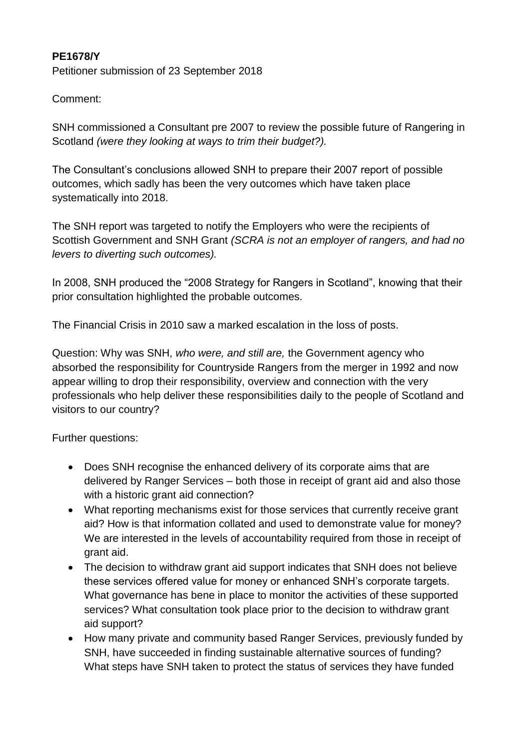**PE1678/Y**

Petitioner submission of 23 September 2018

Comment:

SNH commissioned a Consultant pre 2007 to review the possible future of Rangering in Scotland *(were they looking at ways to trim their budget?).*

The Consultant's conclusions allowed SNH to prepare their 2007 report of possible outcomes, which sadly has been the very outcomes which have taken place systematically into 2018.

The SNH report was targeted to notify the Employers who were the recipients of Scottish Government and SNH Grant *(SCRA is not an employer of rangers, and had no levers to diverting such outcomes).*

In 2008, SNH produced the "2008 Strategy for Rangers in Scotland", knowing that their prior consultation highlighted the probable outcomes.

The Financial Crisis in 2010 saw a marked escalation in the loss of posts.

Question: Why was SNH, *who were, and still are,* the Government agency who absorbed the responsibility for Countryside Rangers from the merger in 1992 and now appear willing to drop their responsibility, overview and connection with the very professionals who help deliver these responsibilities daily to the people of Scotland and visitors to our country?

Further questions:

- Does SNH recognise the enhanced delivery of its corporate aims that are delivered by Ranger Services – both those in receipt of grant aid and also those with a historic grant aid connection?
- What reporting mechanisms exist for those services that currently receive grant aid? How is that information collated and used to demonstrate value for money? We are interested in the levels of accountability required from those in receipt of grant aid.
- The decision to withdraw grant aid support indicates that SNH does not believe these services offered value for money or enhanced SNH's corporate targets. What governance has bene in place to monitor the activities of these supported services? What consultation took place prior to the decision to withdraw grant aid support?
- How many private and community based Ranger Services, previously funded by SNH, have succeeded in finding sustainable alternative sources of funding? What steps have SNH taken to protect the status of services they have funded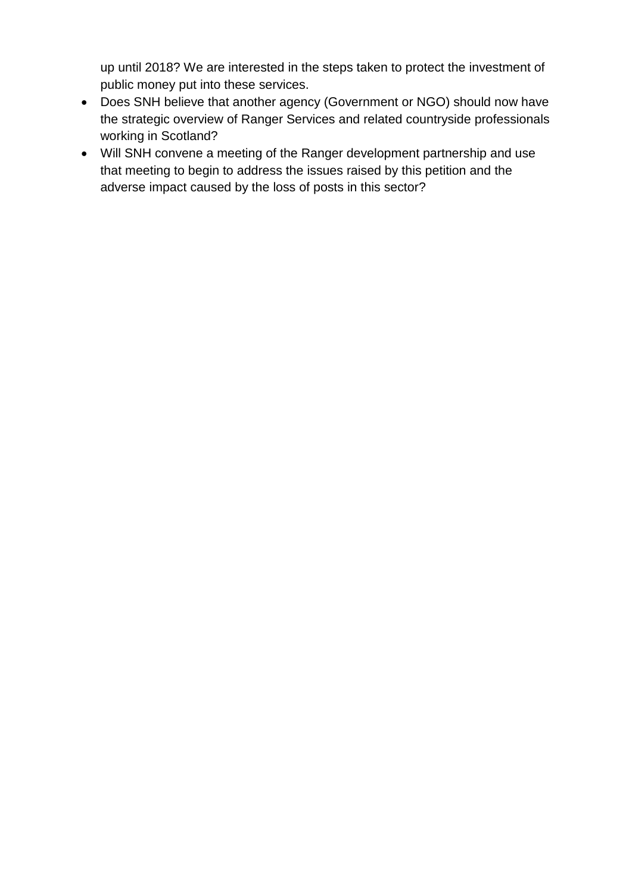up until 2018? We are interested in the steps taken to protect the investment of public money put into these services.

- Does SNH believe that another agency (Government or NGO) should now have the strategic overview of Ranger Services and related countryside professionals working in Scotland?
- Will SNH convene a meeting of the Ranger development partnership and use that meeting to begin to address the issues raised by this petition and the adverse impact caused by the loss of posts in this sector?